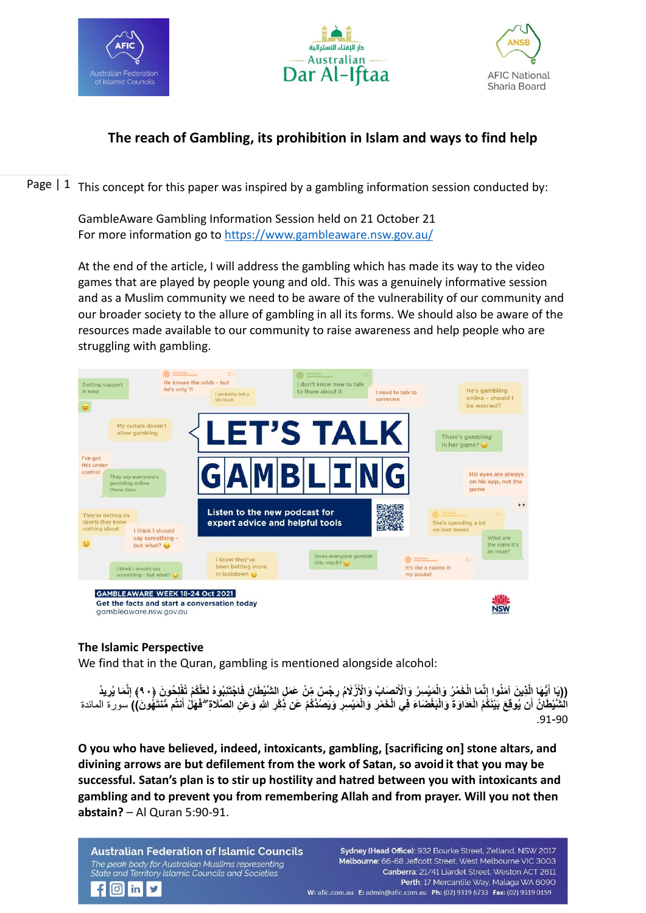# The reach of Gambling, its prohibition in Islam and ways to find help

This concept for this paper was inspired by a gambling information session conducted by:

GambleAware Gambling Information Session held on 21 October 21
For more information go to https://www.gambleaware.nsw.gov.au/

At the end of the article, I will address the gambling which has made its way to the video games that are played by people young and old. This was a genuinely informative session and as a Muslim community we need to be aware of the vulnerability of our community and our broader society to the allure of gambling in all its forms. We should also be aware of the resources made available to our community to raise awareness and help people who are struggling with gambling.

## The Islamic Perspective

We find that in the Quran, gambling is mentioned alongside alcohol:

((يَا أَيُّهَا الَّذِينَ آمَنُوا إِنَّمَا الْخَمْرُ وَالْمَيْسِرُ وَالْأَنصَابُ وَالْأَزْلَامُ رِجْسٌ مِّنْ عَمَلِ الشَّيْطَانِ فَاجْتَنِبُوهُ لَعَلَّكُمْ تُفْلِحُونَ ﴿٩٠﴾ إِنَّمَا يُرِيدُ الشَّيْطَانُ أَن يُوقِعَ بَيْنَكُمُ الْعَدَاوَةَ وَالْبَغْضَاءَ فِي الْخَمْرِ وَالْمَيْسِرِ وَيَصُدَّكُمْ عَن ذِكْرِ اللَّهِ وَعَنِ الصَّلَاةِ ۖ فَهَلْ أَنتُم مُّنتَهُونَ)) سورة المائدة 91-90.

**O you who have believed, indeed, intoxicants, gambling, [sacrificing on] stone altars, and divining arrows are but defilement from the work of Satan, so avoid it that you may be successful. Satan's plan is to stir up hostility and hatred between you with intoxicants and gambling and to prevent you from remembering Allah and from prayer. Will you not then abstain?** – Al Quran 5:90-91.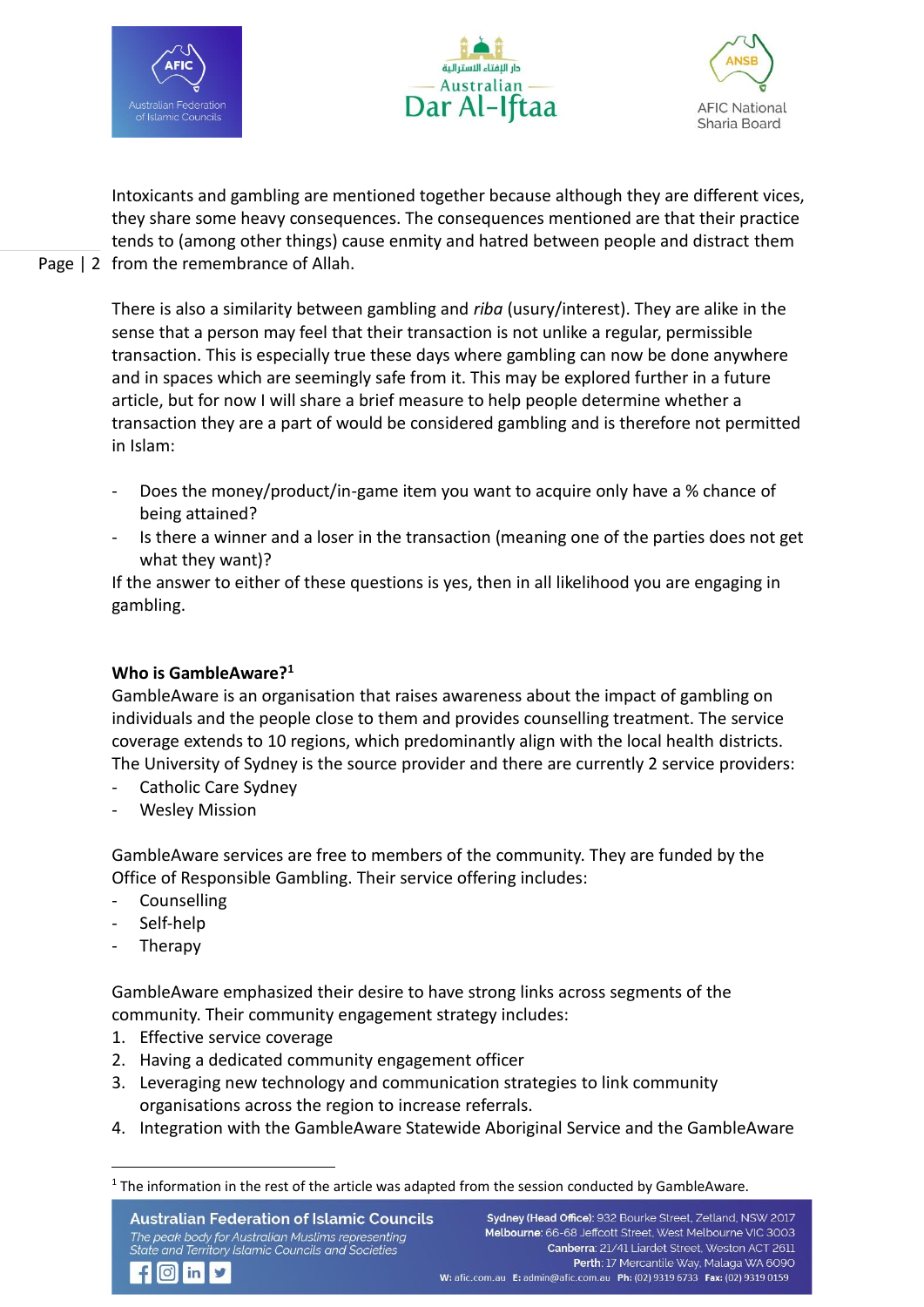Intoxicants and gambling are mentioned together because although they are different vices, they share some heavy consequences. The consequences mentioned are that their practice tends to (among other things) cause enmity and hatred between people and distract them from the remembrance of Allah.

There is also a similarity between gambling and *riba* (usury/interest). They are alike in the sense that a person may feel that their transaction is not unlike a regular, permissible transaction. This is especially true these days where gambling can now be done anywhere and in spaces which are seemingly safe from it. This may be explored further in a future article, but for now I will share a brief measure to help people determine whether a transaction they are a part of would be considered gambling and is therefore not permitted in Islam:

- Does the money/product/in-game item you want to acquire only have a % chance of being attained?
- Is there a winner and a loser in the transaction (meaning one of the parties does not get what they want)?

If the answer to either of these questions is yes, then in all likelihood you are engaging in gambling.

**Who is GambleAware?**[1]

GambleAware is an organisation that raises awareness about the impact of gambling on individuals and the people close to them and provides counselling treatment. The service coverage extends to 10 regions, which predominantly align with the local health districts. The University of Sydney is the source provider and there are currently 2 service providers:

- Catholic Care Sydney
- Wesley Mission

GambleAware services are free to members of the community. They are funded by the Office of Responsible Gambling. Their service offering includes:

- Counselling
- Self-help
- Therapy

GambleAware emphasized their desire to have strong links across segments of the community. Their community engagement strategy includes:

1. Effective service coverage
2. Having a dedicated community engagement officer
3. Leveraging new technology and communication strategies to link community organisations across the region to increase referrals.
4. Integration with the GambleAware Statewide Aboriginal Service and the GambleAware

[1] The information in the rest of the article was adapted from the session conducted by GambleAware.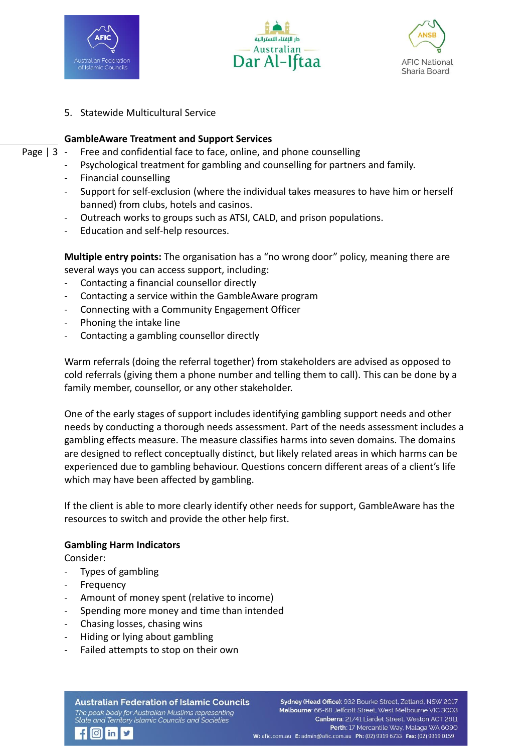5. Statewide Multicultural Service

**GambleAware Treatment and Support Services**

- Free and confidential face to face, online, and phone counselling
- Psychological treatment for gambling and counselling for partners and family.
- Financial counselling
- Support for self-exclusion (where the individual takes measures to have him or herself banned) from clubs, hotels and casinos.
- Outreach works to groups such as ATSI, CALD, and prison populations.
- Education and self-help resources.

**Multiple entry points:** The organisation has a "no wrong door" policy, meaning there are several ways you can access support, including:

- Contacting a financial counsellor directly
- Contacting a service within the GambleAware program
- Connecting with a Community Engagement Officer
- Phoning the intake line
- Contacting a gambling counsellor directly

Warm referrals (doing the referral together) from stakeholders are advised as opposed to cold referrals (giving them a phone number and telling them to call). This can be done by a family member, counsellor, or any other stakeholder.

One of the early stages of support includes identifying gambling support needs and other needs by conducting a thorough needs assessment. Part of the needs assessment includes a gambling effects measure. The measure classifies harms into seven domains. The domains are designed to reflect conceptually distinct, but likely related areas in which harms can be experienced due to gambling behaviour. Questions concern different areas of a client's life which may have been affected by gambling.

If the client is able to more clearly identify other needs for support, GambleAware has the resources to switch and provide the other help first.

**Gambling Harm Indicators**

Consider:

- Types of gambling
- Frequency
- Amount of money spent (relative to income)
- Spending more money and time than intended
- Chasing losses, chasing wins
- Hiding or lying about gambling
- Failed attempts to stop on their own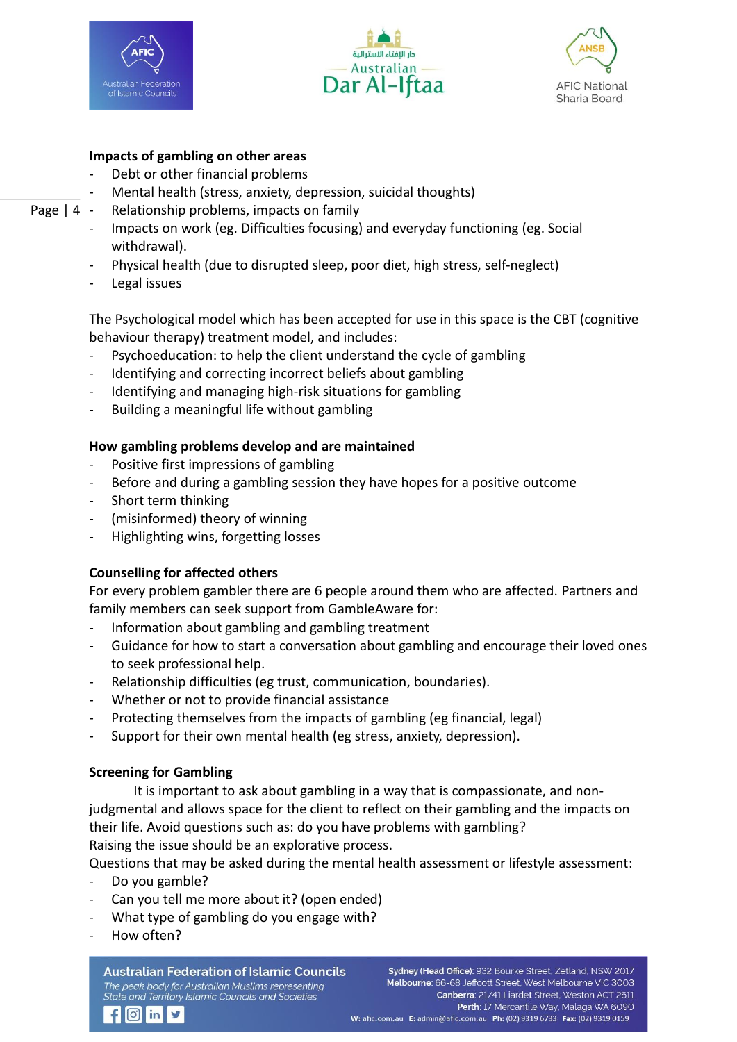**Impacts of gambling on other areas**

- Debt or other financial problems
- Mental health (stress, anxiety, depression, suicidal thoughts)
- Relationship problems, impacts on family
- Impacts on work (eg. Difficulties focusing) and everyday functioning (eg. Social withdrawal).
- Physical health (due to disrupted sleep, poor diet, high stress, self-neglect)
- Legal issues

The Psychological model which has been accepted for use in this space is the CBT (cognitive behaviour therapy) treatment model, and includes:

- Psychoeducation: to help the client understand the cycle of gambling
- Identifying and correcting incorrect beliefs about gambling
- Identifying and managing high-risk situations for gambling
- Building a meaningful life without gambling

**How gambling problems develop and are maintained**

- Positive first impressions of gambling
- Before and during a gambling session they have hopes for a positive outcome
- Short term thinking
- (misinformed) theory of winning
- Highlighting wins, forgetting losses

**Counselling for affected others**

For every problem gambler there are 6 people around them who are affected. Partners and family members can seek support from GambleAware for:

- Information about gambling and gambling treatment
- Guidance for how to start a conversation about gambling and encourage their loved ones to seek professional help.
- Relationship difficulties (eg trust, communication, boundaries).
- Whether or not to provide financial assistance
- Protecting themselves from the impacts of gambling (eg financial, legal)
- Support for their own mental health (eg stress, anxiety, depression).

**Screening for Gambling**

It is important to ask about gambling in a way that is compassionate, and non-judgmental and allows space for the client to reflect on their gambling and the impacts on their life. Avoid questions such as: do you have problems with gambling?

Raising the issue should be an explorative process.

Questions that may be asked during the mental health assessment or lifestyle assessment:

- Do you gamble?
- Can you tell me more about it? (open ended)
- What type of gambling do you engage with?
- How often?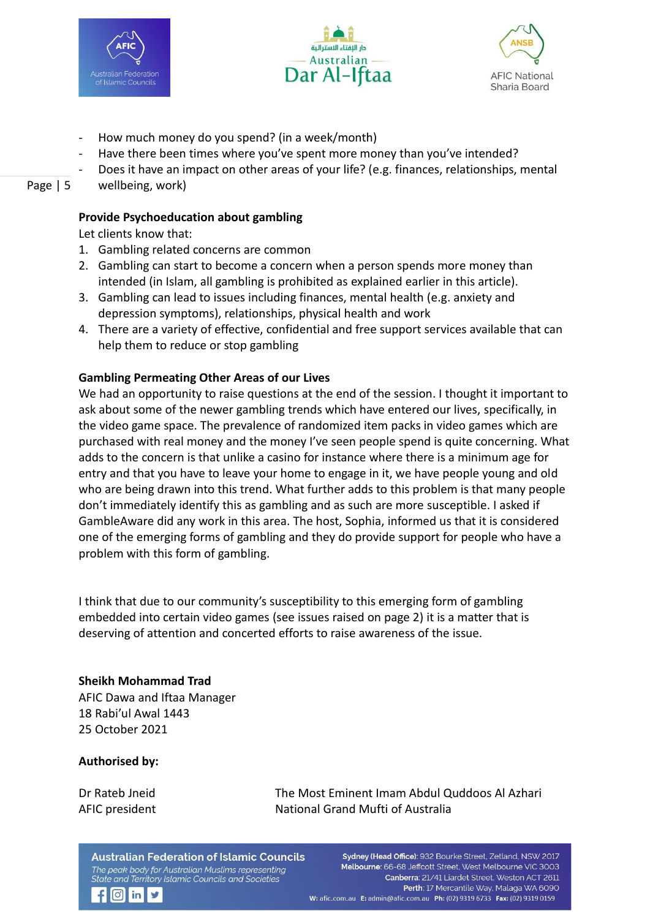- How much money do you spend? (in a week/month)
- Have there been times where you've spent more money than you've intended?
- Does it have an impact on other areas of your life? (e.g. finances, relationships, mental wellbeing, work)

**Provide Psychoeducation about gambling**

Let clients know that:

1. Gambling related concerns are common
2. Gambling can start to become a concern when a person spends more money than intended (in Islam, all gambling is prohibited as explained earlier in this article).
3. Gambling can lead to issues including finances, mental health (e.g. anxiety and depression symptoms), relationships, physical health and work
4. There are a variety of effective, confidential and free support services available that can help them to reduce or stop gambling

**Gambling Permeating Other Areas of our Lives**

We had an opportunity to raise questions at the end of the session. I thought it important to ask about some of the newer gambling trends which have entered our lives, specifically, in the video game space. The prevalence of randomized item packs in video games which are purchased with real money and the money I've seen people spend is quite concerning. What adds to the concern is that unlike a casino for instance where there is a minimum age for entry and that you have to leave your home to engage in it, we have people young and old who are being drawn into this trend. What further adds to this problem is that many people don't immediately identify this as gambling and as such are more susceptible. I asked if GambleAware did any work in this area. The host, Sophia, informed us that it is considered one of the emerging forms of gambling and they do provide support for people who have a problem with this form of gambling.

I think that due to our community's susceptibility to this emerging form of gambling embedded into certain video games (see issues raised on page 2) it is a matter that is deserving of attention and concerted efforts to raise awareness of the issue.

**Sheikh Mohammad Trad**
AFIC Dawa and Iftaa Manager
18 Rabi'ul Awal 1443
25 October 2021

**Authorised by:**

Dr Rateb Jneid
AFIC president

The Most Eminent Imam Abdul Quddoos Al Azhari
National Grand Mufti of Australia